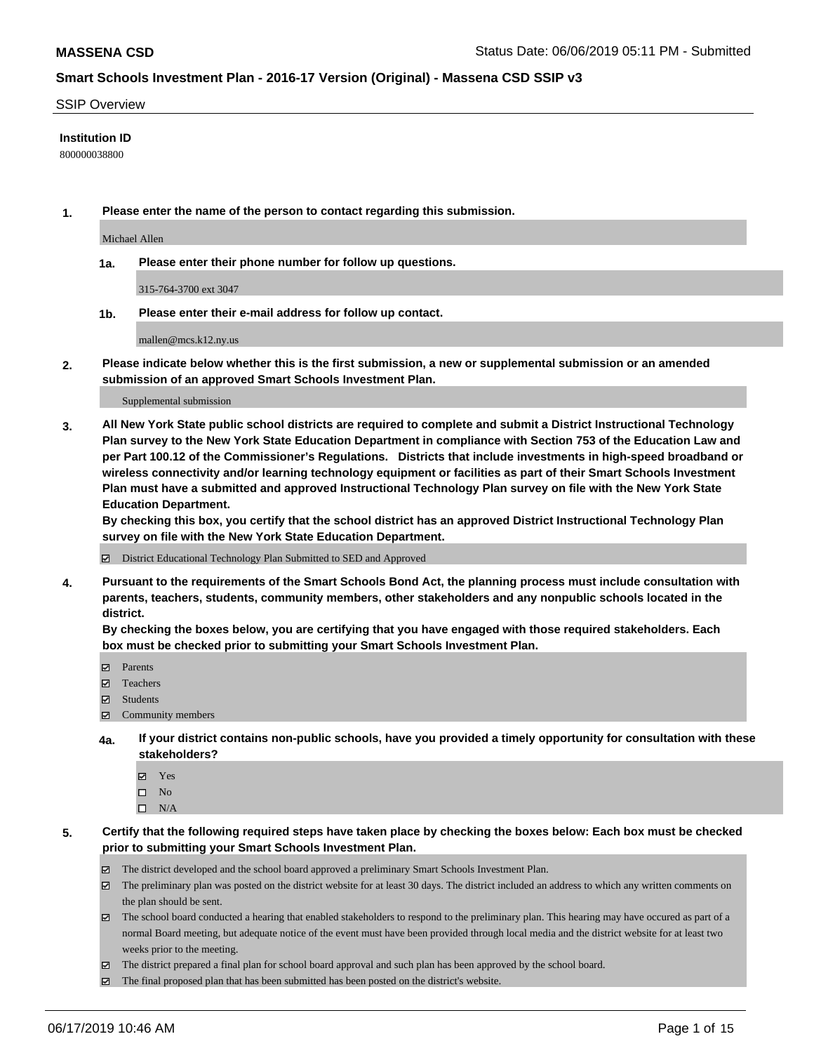**MASSENA CSD**

Status Date: 06/06/2019 05:11 PM - Submitted

## Smart Schools Investment Plan - 2016-17 Version (Original) - Massena CSD SSIP v3

SSIP Overview

**Institution ID**

800000038800

**1. Please enter the name of the person to contact regarding this submission.**

Michael Allen

**1a. Please enter their phone number for follow up questions.**

315-764-3700 ext 3047

**1b. Please enter their e-mail address for follow up contact.**

mallen@mcs.k12.ny.us

**2. Please indicate below whether this is the first submission, a new or supplemental submission or an amended submission of an approved Smart Schools Investment Plan.**

Supplemental submission

**3. All New York State public school districts are required to complete and submit a District Instructional Technology Plan survey to the New York State Education Department in compliance with Section 753 of the Education Law and per Part 100.12 of the Commissioner's Regulations. Districts that include investments in high-speed broadband or wireless connectivity and/or learning technology equipment or facilities as part of their Smart Schools Investment Plan must have a submitted and approved Instructional Technology Plan survey on file with the New York State Education Department.**
**By checking this box, you certify that the school district has an approved District Instructional Technology Plan survey on file with the New York State Education Department.**

☑ District Educational Technology Plan Submitted to SED and Approved

**4. Pursuant to the requirements of the Smart Schools Bond Act, the planning process must include consultation with parents, teachers, students, community members, other stakeholders and any nonpublic schools located in the district.**
**By checking the boxes below, you are certifying that you have engaged with those required stakeholders. Each box must be checked prior to submitting your Smart Schools Investment Plan.**

☑ Parents
☑ Teachers
☑ Students
☑ Community members

**4a. If your district contains non-public schools, have you provided a timely opportunity for consultation with these stakeholders?**

☑ Yes
☐ No
☐ N/A

**5. Certify that the following required steps have taken place by checking the boxes below: Each box must be checked prior to submitting your Smart Schools Investment Plan.**

☑ The district developed and the school board approved a preliminary Smart Schools Investment Plan.
☑ The preliminary plan was posted on the district website for at least 30 days. The district included an address to which any written comments on the plan should be sent.
☑ The school board conducted a hearing that enabled stakeholders to respond to the preliminary plan. This hearing may have occured as part of a normal Board meeting, but adequate notice of the event must have been provided through local media and the district website for at least two weeks prior to the meeting.
☑ The district prepared a final plan for school board approval and such plan has been approved by the school board.
☑ The final proposed plan that has been submitted has been posted on the district's website.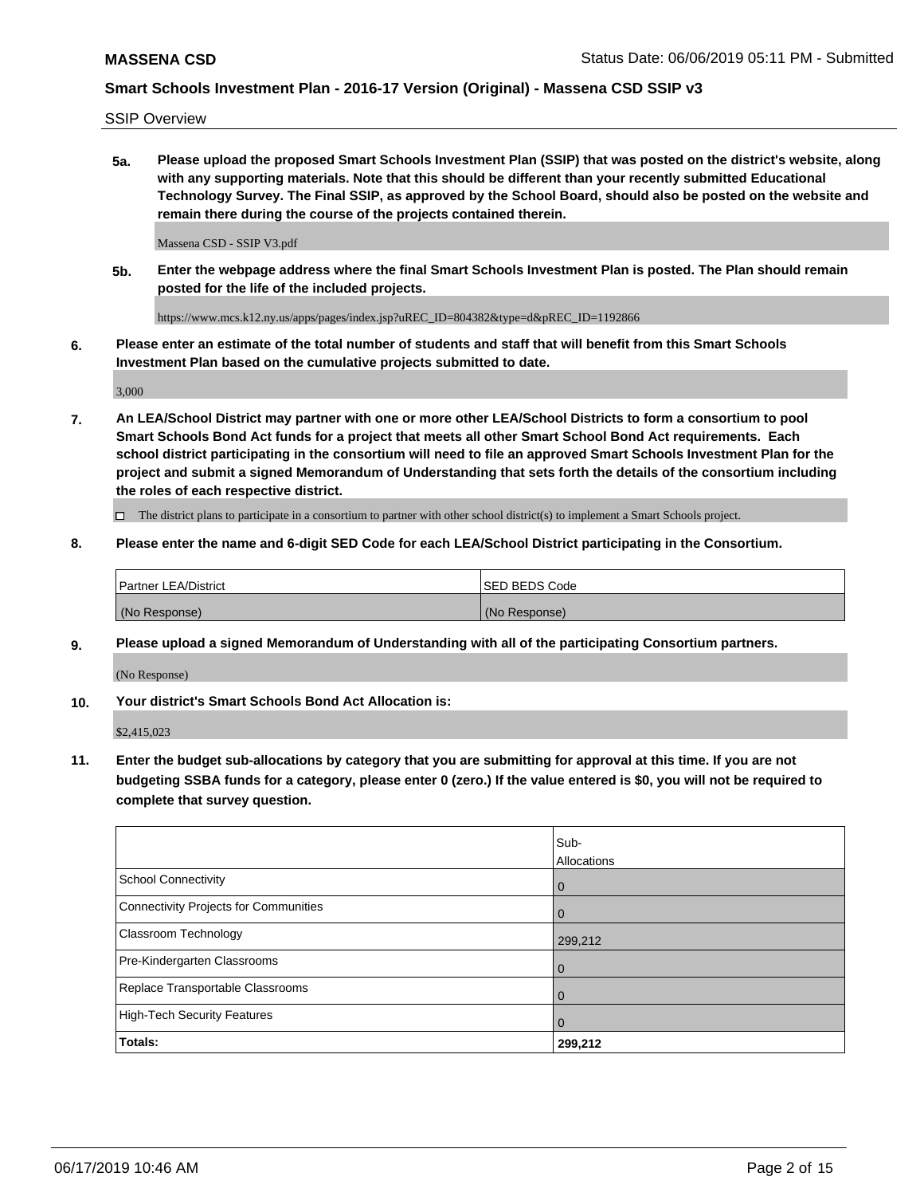SSIP Overview

**5a. Please upload the proposed Smart Schools Investment Plan (SSIP) that was posted on the district's website, along with any supporting materials. Note that this should be different than your recently submitted Educational Technology Survey. The Final SSIP, as approved by the School Board, should also be posted on the website and remain there during the course of the projects contained therein.**

Massena CSD - SSIP V3.pdf

**5b. Enter the webpage address where the final Smart Schools Investment Plan is posted. The Plan should remain posted for the life of the included projects.**

https://www.mcs.k12.ny.us/apps/pages/index.jsp?uREC_ID=804382&type=d&pREC_ID=1192866

**6. Please enter an estimate of the total number of students and staff that will benefit from this Smart Schools Investment Plan based on the cumulative projects submitted to date.**

3,000

**7. An LEA/School District may partner with one or more other LEA/School Districts to form a consortium to pool Smart Schools Bond Act funds for a project that meets all other Smart School Bond Act requirements. Each school district participating in the consortium will need to file an approved Smart Schools Investment Plan for the project and submit a signed Memorandum of Understanding that sets forth the details of the consortium including the roles of each respective district.**

☐ The district plans to participate in a consortium to partner with other school district(s) to implement a Smart Schools project.

**8. Please enter the name and 6-digit SED Code for each LEA/School District participating in the Consortium.**

| Partner LEA/District | SED BEDS Code |
| --- | --- |
| (No Response) | (No Response) |

**9. Please upload a signed Memorandum of Understanding with all of the participating Consortium partners.**

(No Response)

**10. Your district's Smart Schools Bond Act Allocation is:**

$2,415,023

**11. Enter the budget sub-allocations by category that you are submitting for approval at this time. If you are not budgeting SSBA funds for a category, please enter 0 (zero.) If the value entered is $0, you will not be required to complete that survey question.**

| | Sub-Allocations |
| --- | --- |
| School Connectivity | 0 |
| Connectivity Projects for Communities | 0 |
| Classroom Technology | 299,212 |
| Pre-Kindergarten Classrooms | 0 |
| Replace Transportable Classrooms | 0 |
| High-Tech Security Features | 0 |
| **Totals:** | **299,212** |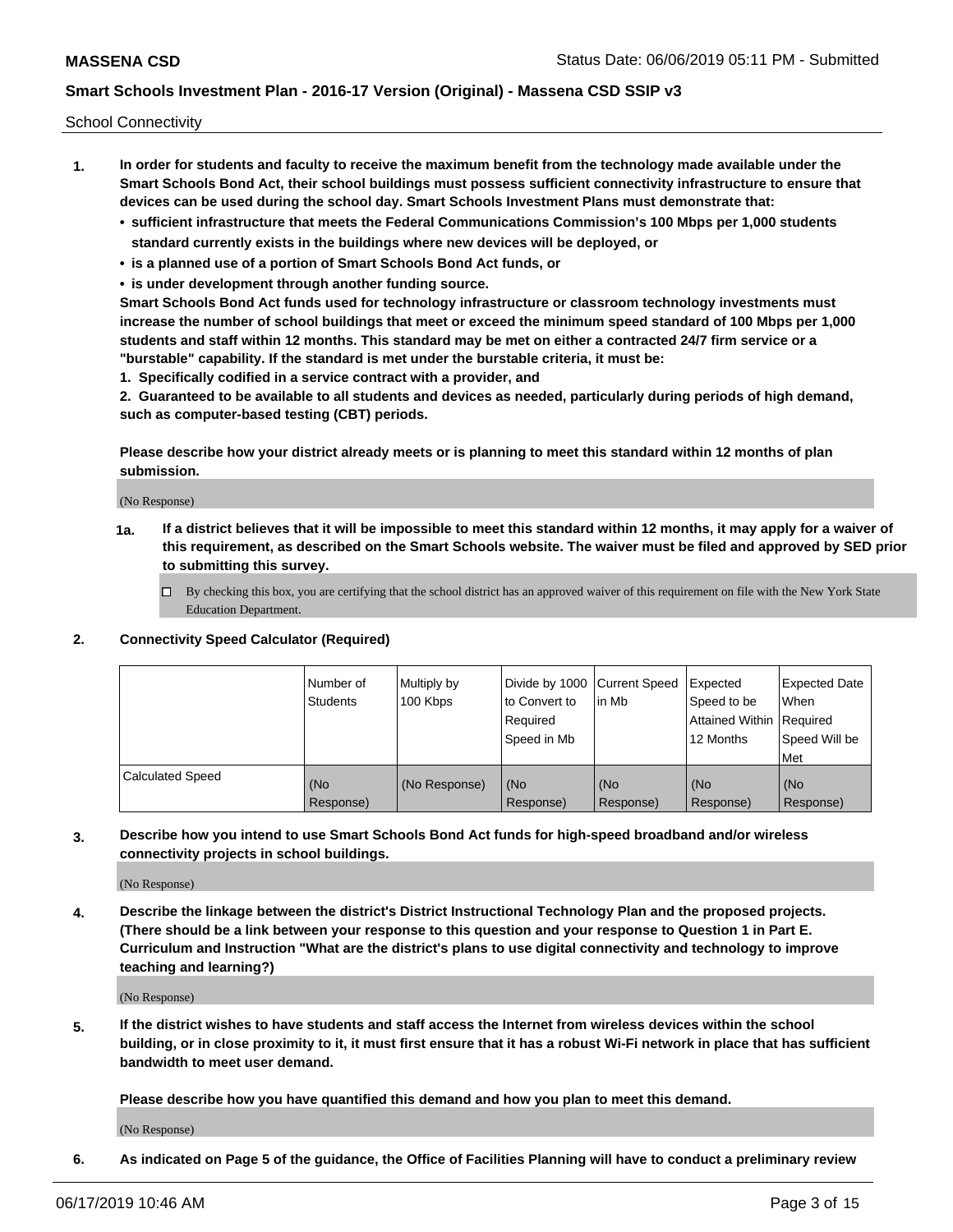School Connectivity

1. **In order for students and faculty to receive the maximum benefit from the technology made available under the Smart Schools Bond Act, their school buildings must possess sufficient connectivity infrastructure to ensure that devices can be used during the school day. Smart Schools Investment Plans must demonstrate that:**
   - **sufficient infrastructure that meets the Federal Communications Commission's 100 Mbps per 1,000 students standard currently exists in the buildings where new devices will be deployed, or**
   - **is a planned use of a portion of Smart Schools Bond Act funds, or**
   - **is under development through another funding source.**

   **Smart Schools Bond Act funds used for technology infrastructure or classroom technology investments must increase the number of school buildings that meet or exceed the minimum speed standard of 100 Mbps per 1,000 students and staff within 12 months. This standard may be met on either a contracted 24/7 firm service or a "burstable" capability. If the standard is met under the burstable criteria, it must be:**

   **1. Specifically codified in a service contract with a provider, and**

   **2. Guaranteed to be available to all students and devices as needed, particularly during periods of high demand, such as computer-based testing (CBT) periods.**

   **Please describe how your district already meets or is planning to meet this standard within 12 months of plan submission.**

   (No Response)

   **1a. If a district believes that it will be impossible to meet this standard within 12 months, it may apply for a waiver of this requirement, as described on the Smart Schools website. The waiver must be filed and approved by SED prior to submitting this survey.**

   ☐ By checking this box, you are certifying that the school district has an approved waiver of this requirement on file with the New York State Education Department.

2. **Connectivity Speed Calculator (Required)**

| | Number of Students | Multiply by 100 Kbps | Divide by 1000 to Convert to Required Speed in Mb | Current Speed in Mb | Expected Speed to be Attained Within 12 Months | Expected Date When Required Speed Will be Met |
|---|---|---|---|---|---|---|
| Calculated Speed | (No Response) | (No Response) | (No Response) | (No Response) | (No Response) | (No Response) |

3. **Describe how you intend to use Smart Schools Bond Act funds for high-speed broadband and/or wireless connectivity projects in school buildings.**

   (No Response)

4. **Describe the linkage between the district's District Instructional Technology Plan and the proposed projects. (There should be a link between your response to this question and your response to Question 1 in Part E. Curriculum and Instruction "What are the district's plans to use digital connectivity and technology to improve teaching and learning?)**

   (No Response)

5. **If the district wishes to have students and staff access the Internet from wireless devices within the school building, or in close proximity to it, it must first ensure that it has a robust Wi-Fi network in place that has sufficient bandwidth to meet user demand.**

   **Please describe how you have quantified this demand and how you plan to meet this demand.**

   (No Response)

6. **As indicated on Page 5 of the guidance, the Office of Facilities Planning will have to conduct a preliminary review**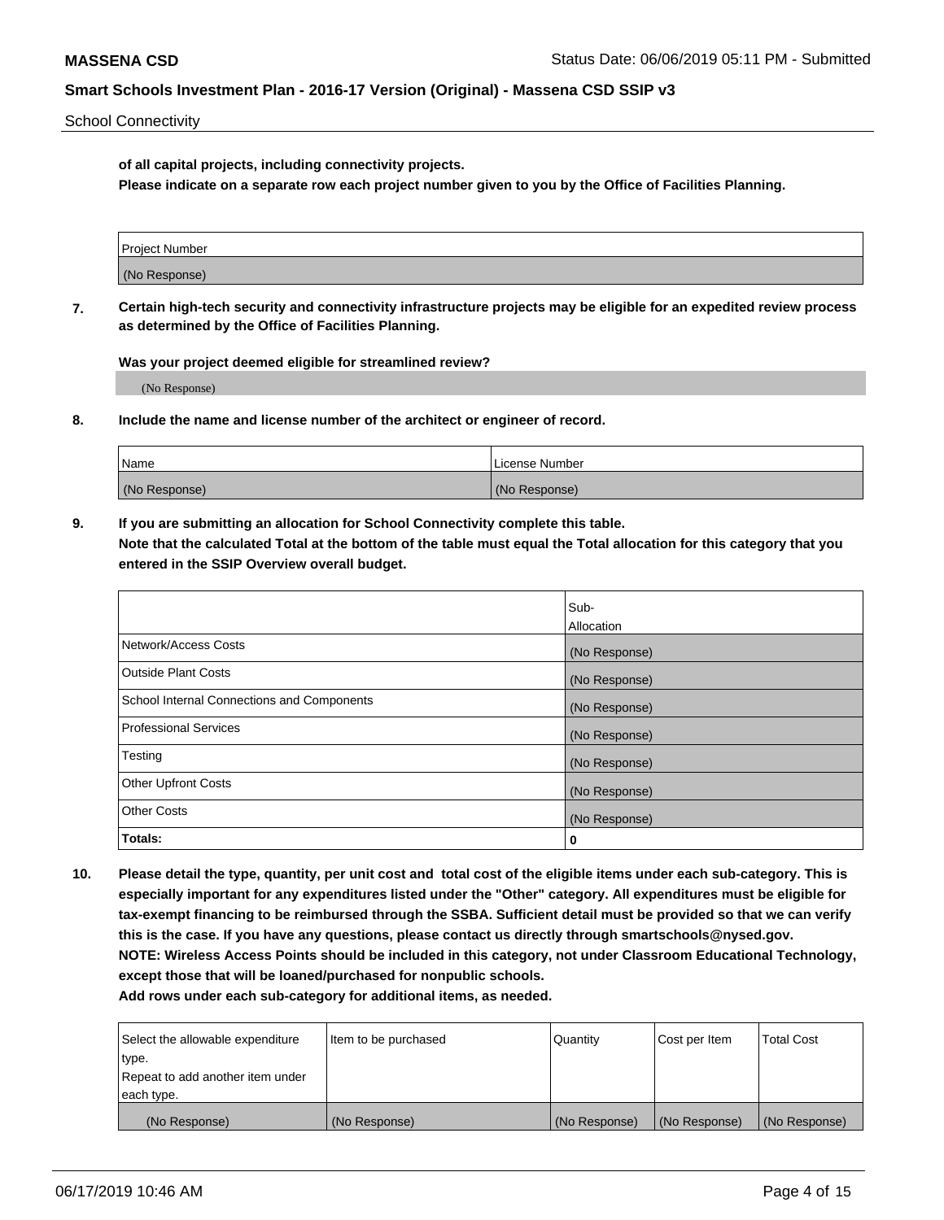School Connectivity

**of all capital projects, including connectivity projects.**
**Please indicate on a separate row each project number given to you by the Office of Facilities Planning.**

| Project Number |
|---|
| (No Response) |

**7. Certain high-tech security and connectivity infrastructure projects may be eligible for an expedited review process as determined by the Office of Facilities Planning.**

**Was your project deemed eligible for streamlined review?**

(No Response)

**8. Include the name and license number of the architect or engineer of record.**

| Name | License Number |
|---|---|
| (No Response) | (No Response) |

**9. If you are submitting an allocation for School Connectivity complete this table.**
**Note that the calculated Total at the bottom of the table must equal the Total allocation for this category that you entered in the SSIP Overview overall budget.**

| | Sub-Allocation |
|---|---|
| Network/Access Costs | (No Response) |
| Outside Plant Costs | (No Response) |
| School Internal Connections and Components | (No Response) |
| Professional Services | (No Response) |
| Testing | (No Response) |
| Other Upfront Costs | (No Response) |
| Other Costs | (No Response) |
| **Totals:** | **0** |

**10. Please detail the type, quantity, per unit cost and total cost of the eligible items under each sub-category. This is especially important for any expenditures listed under the "Other" category. All expenditures must be eligible for tax-exempt financing to be reimbursed through the SSBA. Sufficient detail must be provided so that we can verify this is the case. If you have any questions, please contact us directly through smartschools@nysed.gov.**
**NOTE: Wireless Access Points should be included in this category, not under Classroom Educational Technology, except those that will be loaned/purchased for nonpublic schools.**
**Add rows under each sub-category for additional items, as needed.**

| Select the allowable expenditure type. Repeat to add another item under each type. | Item to be purchased | Quantity | Cost per Item | Total Cost |
|---|---|---|---|---|
| (No Response) | (No Response) | (No Response) | (No Response) | (No Response) |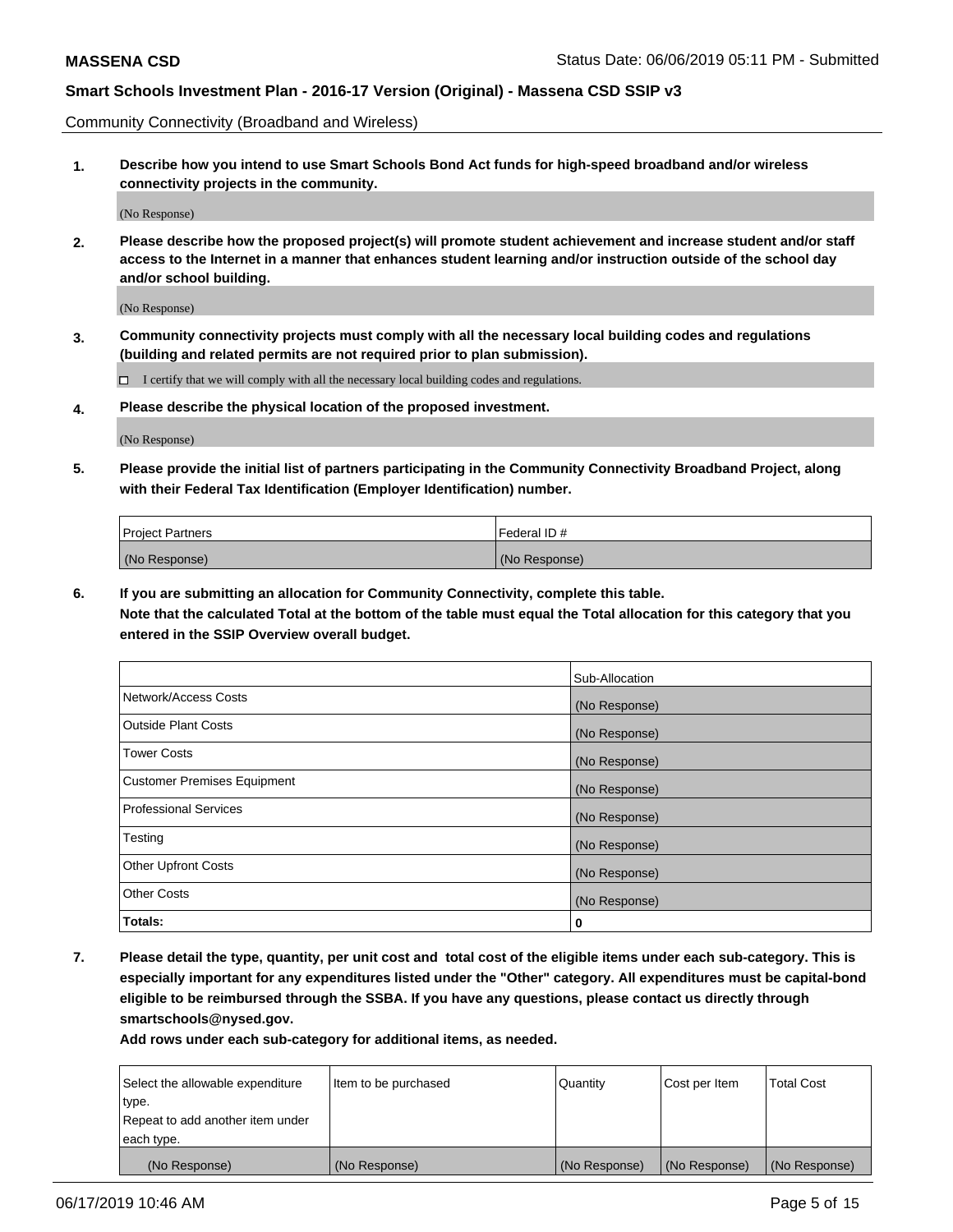Community Connectivity (Broadband and Wireless)

**1. Describe how you intend to use Smart Schools Bond Act funds for high-speed broadband and/or wireless connectivity projects in the community.**

(No Response)

**2. Please describe how the proposed project(s) will promote student achievement and increase student and/or staff access to the Internet in a manner that enhances student learning and/or instruction outside of the school day and/or school building.**

(No Response)

**3. Community connectivity projects must comply with all the necessary local building codes and regulations (building and related permits are not required prior to plan submission).**

☐ I certify that we will comply with all the necessary local building codes and regulations.

**4. Please describe the physical location of the proposed investment.**

(No Response)

**5. Please provide the initial list of partners participating in the Community Connectivity Broadband Project, along with their Federal Tax Identification (Employer Identification) number.**

| Project Partners | Federal ID # |
|---|---|
| (No Response) | (No Response) |

**6. If you are submitting an allocation for Community Connectivity, complete this table.**
**Note that the calculated Total at the bottom of the table must equal the Total allocation for this category that you entered in the SSIP Overview overall budget.**

| | Sub-Allocation |
|---|---|
| Network/Access Costs | (No Response) |
| Outside Plant Costs | (No Response) |
| Tower Costs | (No Response) |
| Customer Premises Equipment | (No Response) |
| Professional Services | (No Response) |
| Testing | (No Response) |
| Other Upfront Costs | (No Response) |
| Other Costs | (No Response) |
| **Totals:** | 0 |

**7. Please detail the type, quantity, per unit cost and total cost of the eligible items under each sub-category. This is especially important for any expenditures listed under the "Other" category. All expenditures must be capital-bond eligible to be reimbursed through the SSBA. If you have any questions, please contact us directly through smartschools@nysed.gov.**

**Add rows under each sub-category for additional items, as needed.**

| Select the allowable expenditure type. Repeat to add another item under each type. | Item to be purchased | Quantity | Cost per Item | Total Cost |
|---|---|---|---|---|
| (No Response) | (No Response) | (No Response) | (No Response) | (No Response) |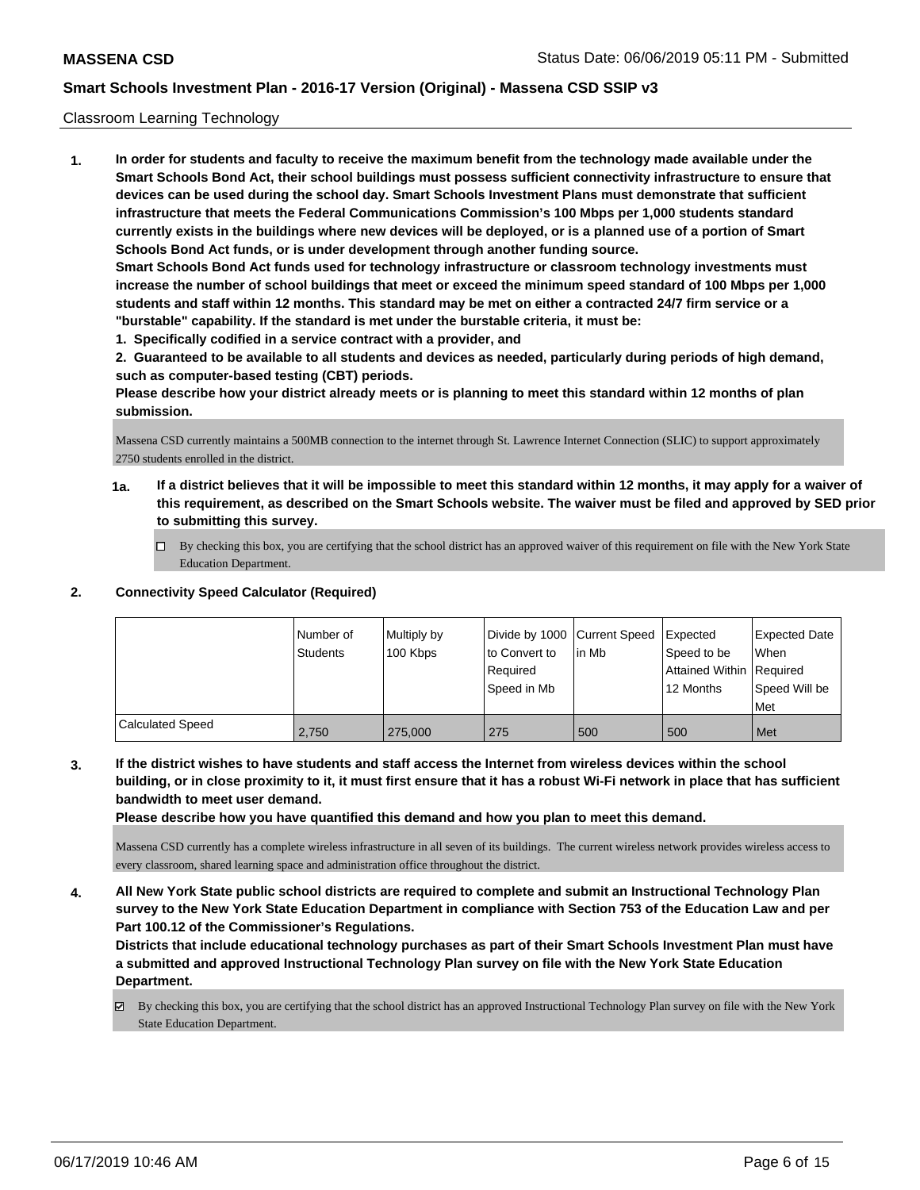Classroom Learning Technology

1. **In order for students and faculty to receive the maximum benefit from the technology made available under the Smart Schools Bond Act, their school buildings must possess sufficient connectivity infrastructure to ensure that devices can be used during the school day. Smart Schools Investment Plans must demonstrate that sufficient infrastructure that meets the Federal Communications Commission's 100 Mbps per 1,000 students standard currently exists in the buildings where new devices will be deployed, or is a planned use of a portion of Smart Schools Bond Act funds, or is under development through another funding source.**

   **Smart Schools Bond Act funds used for technology infrastructure or classroom technology investments must increase the number of school buildings that meet or exceed the minimum speed standard of 100 Mbps per 1,000 students and staff within 12 months. This standard may be met on either a contracted 24/7 firm service or a "burstable" capability. If the standard is met under the burstable criteria, it must be:**

   **1. Specifically codified in a service contract with a provider, and**

   **2. Guaranteed to be available to all students and devices as needed, particularly during periods of high demand, such as computer-based testing (CBT) periods.**

   **Please describe how your district already meets or is planning to meet this standard within 12 months of plan submission.**

   Massena CSD currently maintains a 500MB connection to the internet through St. Lawrence Internet Connection (SLIC) to support approximately 2750 students enrolled in the district.

   **1a. If a district believes that it will be impossible to meet this standard within 12 months, it may apply for a waiver of this requirement, as described on the Smart Schools website. The waiver must be filed and approved by SED prior to submitting this survey.**

   ☐ By checking this box, you are certifying that the school district has an approved waiver of this requirement on file with the New York State Education Department.

2. **Connectivity Speed Calculator (Required)**

| | Number of Students | Multiply by 100 Kbps | Divide by 1000 to Convert to Required Speed in Mb | Current Speed in Mb | Expected Speed to be Attained Within 12 Months | Expected Date When Required Speed Will be Met |
|---|---|---|---|---|---|---|
| Calculated Speed | 2,750 | 275,000 | 275 | 500 | 500 | Met |

3. **If the district wishes to have students and staff access the Internet from wireless devices within the school building, or in close proximity to it, it must first ensure that it has a robust Wi-Fi network in place that has sufficient bandwidth to meet user demand.**

   **Please describe how you have quantified this demand and how you plan to meet this demand.**

   Massena CSD currently has a complete wireless infrastructure in all seven of its buildings. The current wireless network provides wireless access to every classroom, shared learning space and administration office throughout the district.

4. **All New York State public school districts are required to complete and submit an Instructional Technology Plan survey to the New York State Education Department in compliance with Section 753 of the Education Law and per Part 100.12 of the Commissioner's Regulations.**

   **Districts that include educational technology purchases as part of their Smart Schools Investment Plan must have a submitted and approved Instructional Technology Plan survey on file with the New York State Education Department.**

   ☑ By checking this box, you are certifying that the school district has an approved Instructional Technology Plan survey on file with the New York State Education Department.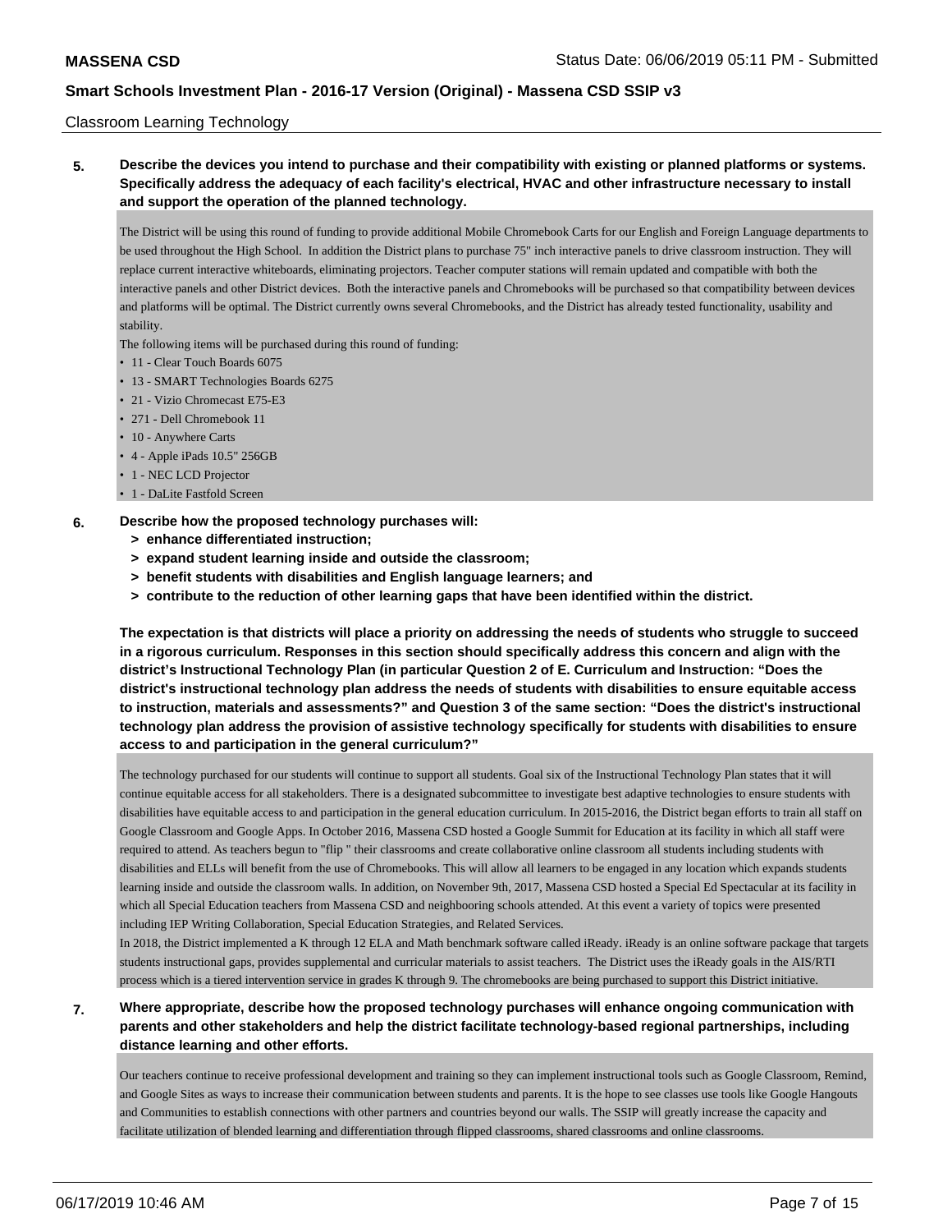Classroom Learning Technology

**5. Describe the devices you intend to purchase and their compatibility with existing or planned platforms or systems. Specifically address the adequacy of each facility's electrical, HVAC and other infrastructure necessary to install and support the operation of the planned technology.**

The District will be using this round of funding to provide additional Mobile Chromebook Carts for our English and Foreign Language departments to be used throughout the High School. In addition the District plans to purchase 75" inch interactive panels to drive classroom instruction. They will replace current interactive whiteboards, eliminating projectors. Teacher computer stations will remain updated and compatible with both the interactive panels and other District devices. Both the interactive panels and Chromebooks will be purchased so that compatibility between devices and platforms will be optimal. The District currently owns several Chromebooks, and the District has already tested functionality, usability and stability.

The following items will be purchased during this round of funding:

- 11 - Clear Touch Boards 6075
- 13 - SMART Technologies Boards 6275
- 21 - Vizio Chromecast E75-E3
- 271 - Dell Chromebook 11
- 10 - Anywhere Carts
- 4 - Apple iPads 10.5" 256GB
- 1 - NEC LCD Projector
- 1 - DaLite Fastfold Screen

**6. Describe how the proposed technology purchases will:**
**> enhance differentiated instruction;**
**> expand student learning inside and outside the classroom;**
**> benefit students with disabilities and English language learners; and**
**> contribute to the reduction of other learning gaps that have been identified within the district.**

**The expectation is that districts will place a priority on addressing the needs of students who struggle to succeed in a rigorous curriculum. Responses in this section should specifically address this concern and align with the district's Instructional Technology Plan (in particular Question 2 of E. Curriculum and Instruction: "Does the district's instructional technology plan address the needs of students with disabilities to ensure equitable access to instruction, materials and assessments?" and Question 3 of the same section: "Does the district's instructional technology plan address the provision of assistive technology specifically for students with disabilities to ensure access to and participation in the general curriculum?"**

The technology purchased for our students will continue to support all students. Goal six of the Instructional Technology Plan states that it will continue equitable access for all stakeholders. There is a designated subcommittee to investigate best adaptive technologies to ensure students with disabilities have equitable access to and participation in the general education curriculum. In 2015-2016, the District began efforts to train all staff on Google Classroom and Google Apps. In October 2016, Massena CSD hosted a Google Summit for Education at its facility in which all staff were required to attend. As teachers begun to "flip " their classrooms and create collaborative online classroom all students including students with disabilities and ELLs will benefit from the use of Chromebooks. This will allow all learners to be engaged in any location which expands students learning inside and outside the classroom walls. In addition, on November 9th, 2017, Massena CSD hosted a Special Ed Spectacular at its facility in which all Special Education teachers from Massena CSD and neighbooring schools attended. At this event a variety of topics were presented including IEP Writing Collaboration, Special Education Strategies, and Related Services.

In 2018, the District implemented a K through 12 ELA and Math benchmark software called iReady. iReady is an online software package that targets students instructional gaps, provides supplemental and curricular materials to assist teachers. The District uses the iReady goals in the AIS/RTI process which is a tiered intervention service in grades K through 9. The chromebooks are being purchased to support this District initiative.

**7. Where appropriate, describe how the proposed technology purchases will enhance ongoing communication with parents and other stakeholders and help the district facilitate technology-based regional partnerships, including distance learning and other efforts.**

Our teachers continue to receive professional development and training so they can implement instructional tools such as Google Classroom, Remind, and Google Sites as ways to increase their communication between students and parents. It is the hope to see classes use tools like Google Hangouts and Communities to establish connections with other partners and countries beyond our walls. The SSIP will greatly increase the capacity and facilitate utilization of blended learning and differentiation through flipped classrooms, shared classrooms and online classrooms.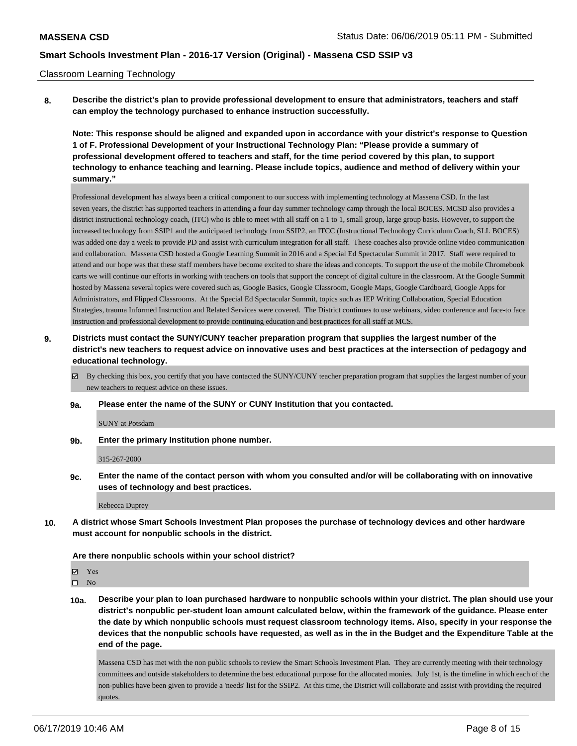Classroom Learning Technology

**8. Describe the district's plan to provide professional development to ensure that administrators, teachers and staff can employ the technology purchased to enhance instruction successfully.**

**Note: This response should be aligned and expanded upon in accordance with your district's response to Question 1 of F. Professional Development of your Instructional Technology Plan: "Please provide a summary of professional development offered to teachers and staff, for the time period covered by this plan, to support technology to enhance teaching and learning. Please include topics, audience and method of delivery within your summary."**

Professional development has always been a critical component to our success with implementing technology at Massena CSD. In the last seven years, the district has supported teachers in attending a four day summer technology camp through the local BOCES. MCSD also provides a district instructional technology coach, (ITC) who is able to meet with all staff on a 1 to 1, small group, large group basis. However, to support the increased technology from SSIP1 and the anticipated technology from SSIP2, an ITCC (Instructional Technology Curriculum Coach, SLL BOCES) was added one day a week to provide PD and assist with curriculum integration for all staff. These coaches also provide online video communication and collaboration. Massena CSD hosted a Google Learning Summit in 2016 and a Special Ed Spectacular Summit in 2017. Staff were required to attend and our hope was that these staff members have become excited to share the ideas and concepts. To support the use of the mobile Chromebook carts we will continue our efforts in working with teachers on tools that support the concept of digital culture in the classroom. At the Google Summit hosted by Massena several topics were covered such as, Google Basics, Google Classroom, Google Maps, Google Cardboard, Google Apps for Administrators, and Flipped Classrooms. At the Special Ed Spectacular Summit, topics such as IEP Writing Collaboration, Special Education Strategies, trauma Informed Instruction and Related Services were covered. The District continues to use webinars, video conference and face-to face instruction and professional development to provide continuing education and best practices for all staff at MCS.

**9. Districts must contact the SUNY/CUNY teacher preparation program that supplies the largest number of the district's new teachers to request advice on innovative uses and best practices at the intersection of pedagogy and educational technology.**

☑ By checking this box, you certify that you have contacted the SUNY/CUNY teacher preparation program that supplies the largest number of your new teachers to request advice on these issues.

**9a. Please enter the name of the SUNY or CUNY Institution that you contacted.**

SUNY at Potsdam

**9b. Enter the primary Institution phone number.**

315-267-2000

**9c. Enter the name of the contact person with whom you consulted and/or will be collaborating with on innovative uses of technology and best practices.**

Rebecca Duprey

**10. A district whose Smart Schools Investment Plan proposes the purchase of technology devices and other hardware must account for nonpublic schools in the district.**

**Are there nonpublic schools within your school district?**

☑ Yes
☐ No

**10a. Describe your plan to loan purchased hardware to nonpublic schools within your district. The plan should use your district's nonpublic per-student loan amount calculated below, within the framework of the guidance. Please enter the date by which nonpublic schools must request classroom technology items. Also, specify in your response the devices that the nonpublic schools have requested, as well as in the in the Budget and the Expenditure Table at the end of the page.**

Massena CSD has met with the non public schools to review the Smart Schools Investment Plan. They are currently meeting with their technology committees and outside stakeholders to determine the best educational purpose for the allocated monies. July 1st, is the timeline in which each of the non-publics have been given to provide a 'needs' list for the SSIP2. At this time, the District will collaborate and assist with providing the required quotes.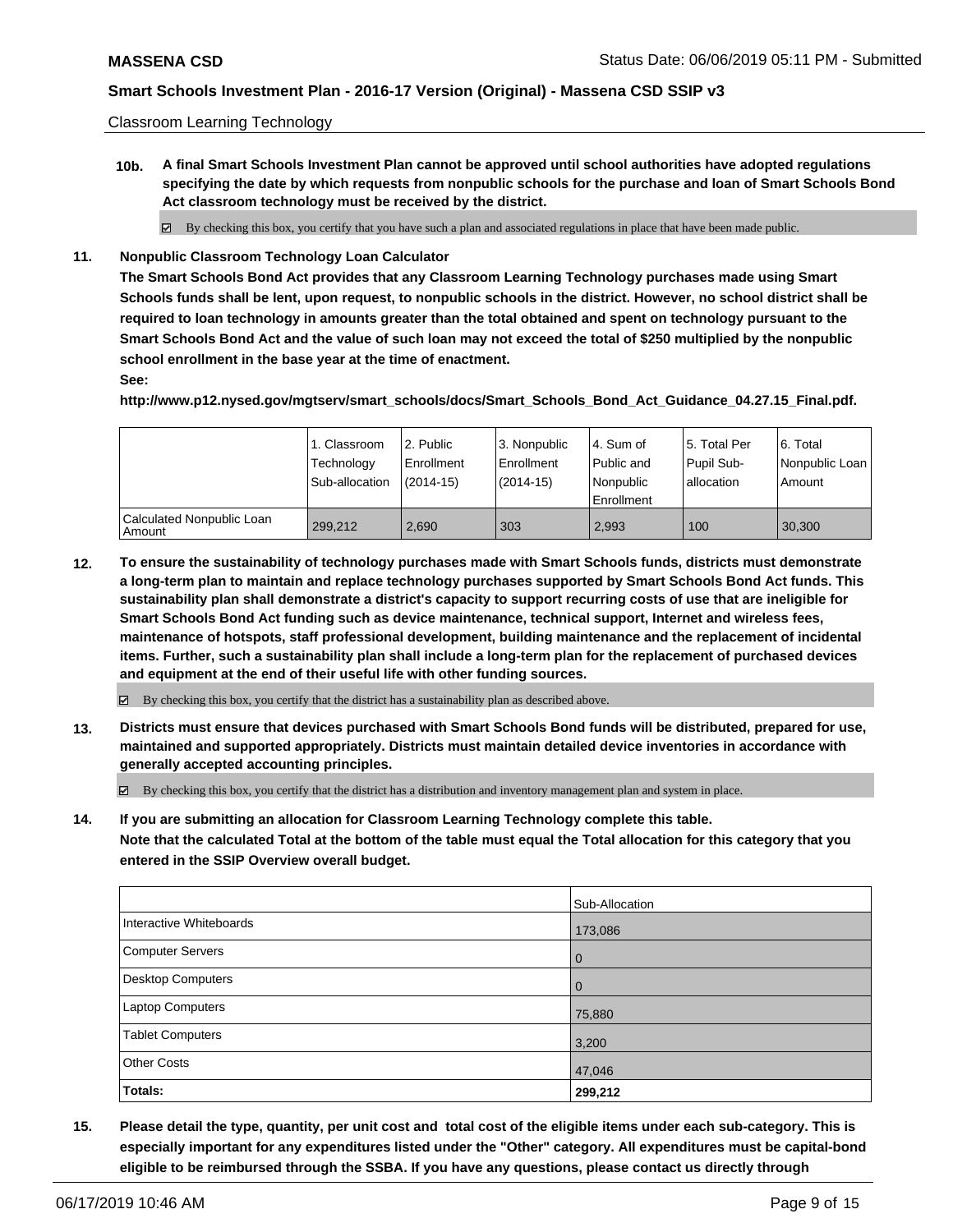Classroom Learning Technology

**10b. A final Smart Schools Investment Plan cannot be approved until school authorities have adopted regulations specifying the date by which requests from nonpublic schools for the purchase and loan of Smart Schools Bond Act classroom technology must be received by the district.**

☑ By checking this box, you certify that you have such a plan and associated regulations in place that have been made public.

**11. Nonpublic Classroom Technology Loan Calculator**

**The Smart Schools Bond Act provides that any Classroom Learning Technology purchases made using Smart Schools funds shall be lent, upon request, to nonpublic schools in the district. However, no school district shall be required to loan technology in amounts greater than the total obtained and spent on technology pursuant to the Smart Schools Bond Act and the value of such loan may not exceed the total of $250 multiplied by the nonpublic school enrollment in the base year at the time of enactment.**

**See:**

**http://www.p12.nysed.gov/mgtserv/smart_schools/docs/Smart_Schools_Bond_Act_Guidance_04.27.15_Final.pdf.**

| | 1. Classroom Technology Sub-allocation | 2. Public Enrollment (2014-15) | 3. Nonpublic Enrollment (2014-15) | 4. Sum of Public and Nonpublic Enrollment | 5. Total Per Pupil Sub-allocation | 6. Total Nonpublic Loan Amount |
|---|---|---|---|---|---|---|
| Calculated Nonpublic Loan Amount | 299,212 | 2,690 | 303 | 2,993 | 100 | 30,300 |

**12. To ensure the sustainability of technology purchases made with Smart Schools funds, districts must demonstrate a long-term plan to maintain and replace technology purchases supported by Smart Schools Bond Act funds. This sustainability plan shall demonstrate a district's capacity to support recurring costs of use that are ineligible for Smart Schools Bond Act funding such as device maintenance, technical support, Internet and wireless fees, maintenance of hotspots, staff professional development, building maintenance and the replacement of incidental items. Further, such a sustainability plan shall include a long-term plan for the replacement of purchased devices and equipment at the end of their useful life with other funding sources.**

☑ By checking this box, you certify that the district has a sustainability plan as described above.

**13. Districts must ensure that devices purchased with Smart Schools Bond funds will be distributed, prepared for use, maintained and supported appropriately. Districts must maintain detailed device inventories in accordance with generally accepted accounting principles.**

☑ By checking this box, you certify that the district has a distribution and inventory management plan and system in place.

**14. If you are submitting an allocation for Classroom Learning Technology complete this table. Note that the calculated Total at the bottom of the table must equal the Total allocation for this category that you entered in the SSIP Overview overall budget.**

| | Sub-Allocation |
|---|---|
| Interactive Whiteboards | 173,086 |
| Computer Servers | 0 |
| Desktop Computers | 0 |
| Laptop Computers | 75,880 |
| Tablet Computers | 3,200 |
| Other Costs | 47,046 |
| **Totals:** | **299,212** |

**15. Please detail the type, quantity, per unit cost and total cost of the eligible items under each sub-category. This is especially important for any expenditures listed under the "Other" category. All expenditures must be capital-bond eligible to be reimbursed through the SSBA. If you have any questions, please contact us directly through**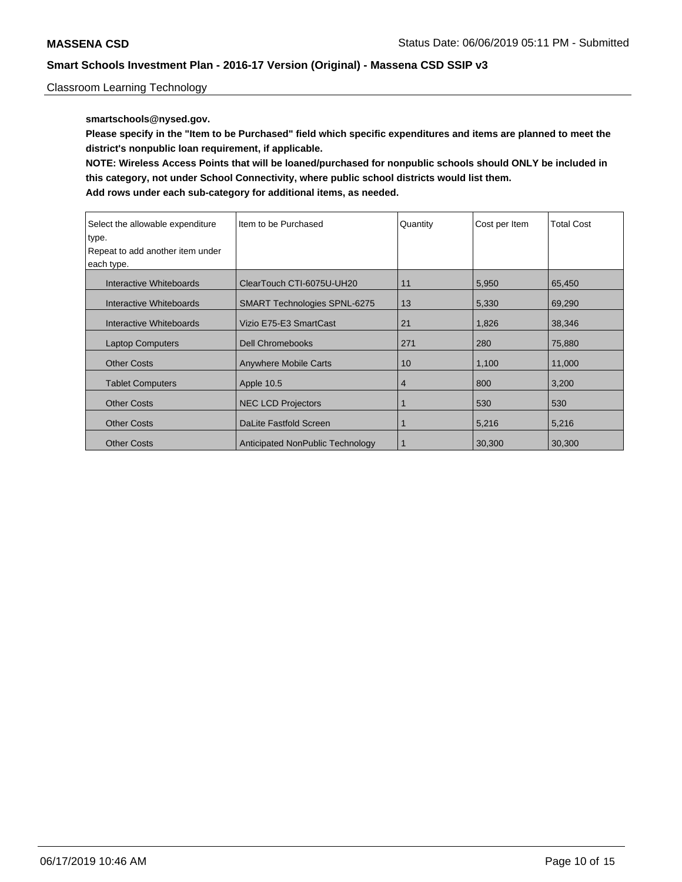Classroom Learning Technology

**smartschools@nysed.gov.**

**Please specify in the "Item to be Purchased" field which specific expenditures and items are planned to meet the district's nonpublic loan requirement, if applicable.**

**NOTE: Wireless Access Points that will be loaned/purchased for nonpublic schools should ONLY be included in this category, not under School Connectivity, where public school districts would list them.**

**Add rows under each sub-category for additional items, as needed.**

| Select the allowable expenditure type. Repeat to add another item under each type. | Item to be Purchased | Quantity | Cost per Item | Total Cost |
|---|---|---|---|---|
| Interactive Whiteboards | ClearTouch CTI-6075U-UH20 | 11 | 5,950 | 65,450 |
| Interactive Whiteboards | SMART Technologies SPNL-6275 | 13 | 5,330 | 69,290 |
| Interactive Whiteboards | Vizio E75-E3 SmartCast | 21 | 1,826 | 38,346 |
| Laptop Computers | Dell Chromebooks | 271 | 280 | 75,880 |
| Other Costs | Anywhere Mobile Carts | 10 | 1,100 | 11,000 |
| Tablet Computers | Apple 10.5 | 4 | 800 | 3,200 |
| Other Costs | NEC LCD Projectors | 1 | 530 | 530 |
| Other Costs | DaLite Fastfold Screen | 1 | 5,216 | 5,216 |
| Other Costs | Anticipated NonPublic Technology | 1 | 30,300 | 30,300 |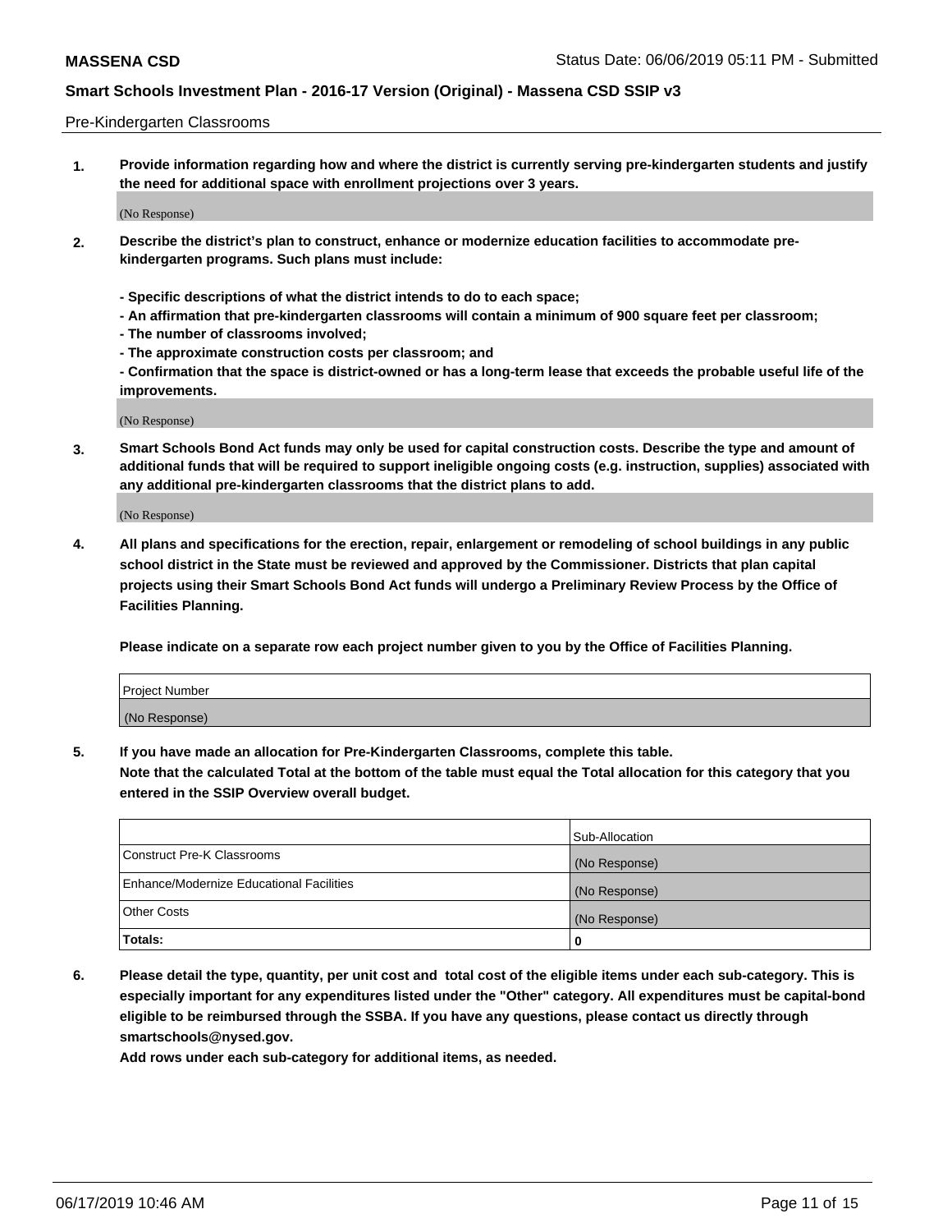Pre-Kindergarten Classrooms

**1. Provide information regarding how and where the district is currently serving pre-kindergarten students and justify the need for additional space with enrollment projections over 3 years.**

(No Response)

**2. Describe the district's plan to construct, enhance or modernize education facilities to accommodate pre-kindergarten programs. Such plans must include:**

**- Specific descriptions of what the district intends to do to each space;**
**- An affirmation that pre-kindergarten classrooms will contain a minimum of 900 square feet per classroom;**
**- The number of classrooms involved;**
**- The approximate construction costs per classroom; and**
**- Confirmation that the space is district-owned or has a long-term lease that exceeds the probable useful life of the improvements.**

(No Response)

**3. Smart Schools Bond Act funds may only be used for capital construction costs. Describe the type and amount of additional funds that will be required to support ineligible ongoing costs (e.g. instruction, supplies) associated with any additional pre-kindergarten classrooms that the district plans to add.**

(No Response)

**4. All plans and specifications for the erection, repair, enlargement or remodeling of school buildings in any public school district in the State must be reviewed and approved by the Commissioner. Districts that plan capital projects using their Smart Schools Bond Act funds will undergo a Preliminary Review Process by the Office of Facilities Planning.**

**Please indicate on a separate row each project number given to you by the Office of Facilities Planning.**

| Project Number |
| --- |
| (No Response) |

**5. If you have made an allocation for Pre-Kindergarten Classrooms, complete this table.**
**Note that the calculated Total at the bottom of the table must equal the Total allocation for this category that you entered in the SSIP Overview overall budget.**

| | Sub-Allocation |
| --- | --- |
| Construct Pre-K Classrooms | (No Response) |
| Enhance/Modernize Educational Facilities | (No Response) |
| Other Costs | (No Response) |
| **Totals:** | **0** |

**6. Please detail the type, quantity, per unit cost and total cost of the eligible items under each sub-category. This is especially important for any expenditures listed under the "Other" category. All expenditures must be capital-bond eligible to be reimbursed through the SSBA. If you have any questions, please contact us directly through smartschools@nysed.gov.**
**Add rows under each sub-category for additional items, as needed.**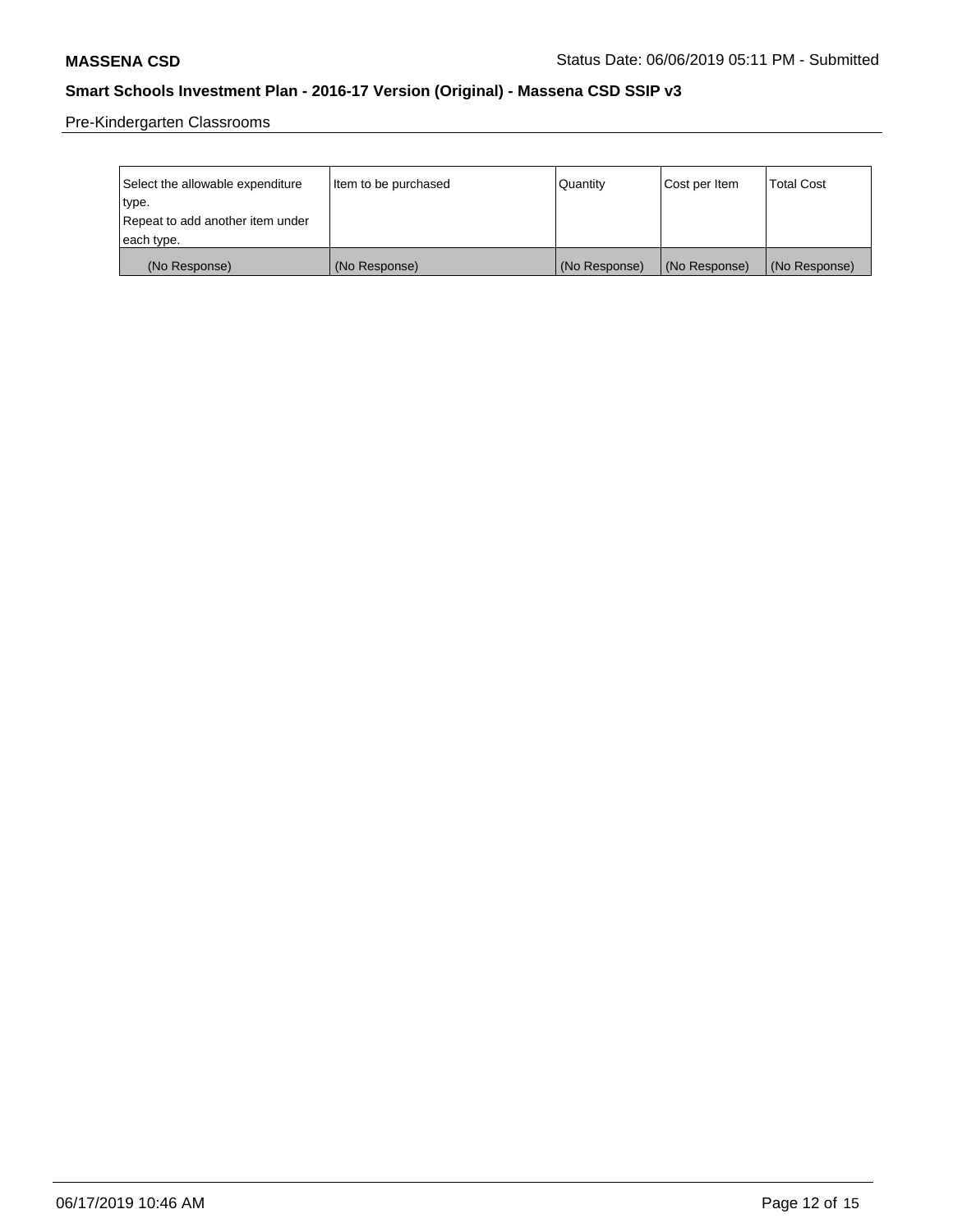Pre-Kindergarten Classrooms

| Select the allowable expenditure type. Repeat to add another item under each type. | Item to be purchased | Quantity | Cost per Item | Total Cost |
|---|---|---|---|---|
| (No Response) | (No Response) | (No Response) | (No Response) | (No Response) |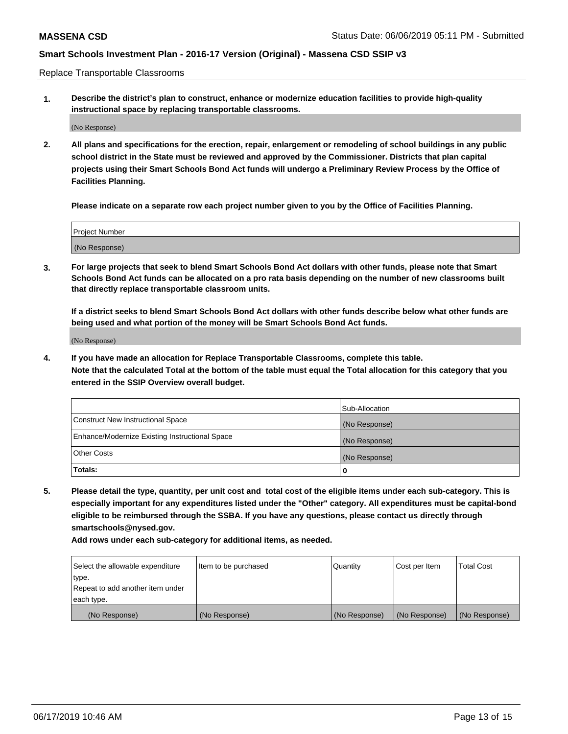Replace Transportable Classrooms

**1. Describe the district's plan to construct, enhance or modernize education facilities to provide high-quality instructional space by replacing transportable classrooms.**

(No Response)

**2. All plans and specifications for the erection, repair, enlargement or remodeling of school buildings in any public school district in the State must be reviewed and approved by the Commissioner. Districts that plan capital projects using their Smart Schools Bond Act funds will undergo a Preliminary Review Process by the Office of Facilities Planning.**

**Please indicate on a separate row each project number given to you by the Office of Facilities Planning.**

| Project Number |
| --- |
| (No Response) |

**3. For large projects that seek to blend Smart Schools Bond Act dollars with other funds, please note that Smart Schools Bond Act funds can be allocated on a pro rata basis depending on the number of new classrooms built that directly replace transportable classroom units.**

**If a district seeks to blend Smart Schools Bond Act dollars with other funds describe below what other funds are being used and what portion of the money will be Smart Schools Bond Act funds.**

(No Response)

**4. If you have made an allocation for Replace Transportable Classrooms, complete this table. Note that the calculated Total at the bottom of the table must equal the Total allocation for this category that you entered in the SSIP Overview overall budget.**

| | Sub-Allocation |
| --- | --- |
| Construct New Instructional Space | (No Response) |
| Enhance/Modernize Existing Instructional Space | (No Response) |
| Other Costs | (No Response) |
| **Totals:** | **0** |

**5. Please detail the type, quantity, per unit cost and total cost of the eligible items under each sub-category. This is especially important for any expenditures listed under the "Other" category. All expenditures must be capital-bond eligible to be reimbursed through the SSBA. If you have any questions, please contact us directly through smartschools@nysed.gov.**

**Add rows under each sub-category for additional items, as needed.**

| Select the allowable expenditure type. Repeat to add another item under each type. | Item to be purchased | Quantity | Cost per Item | Total Cost |
| --- | --- | --- | --- | --- |
| (No Response) | (No Response) | (No Response) | (No Response) | (No Response) |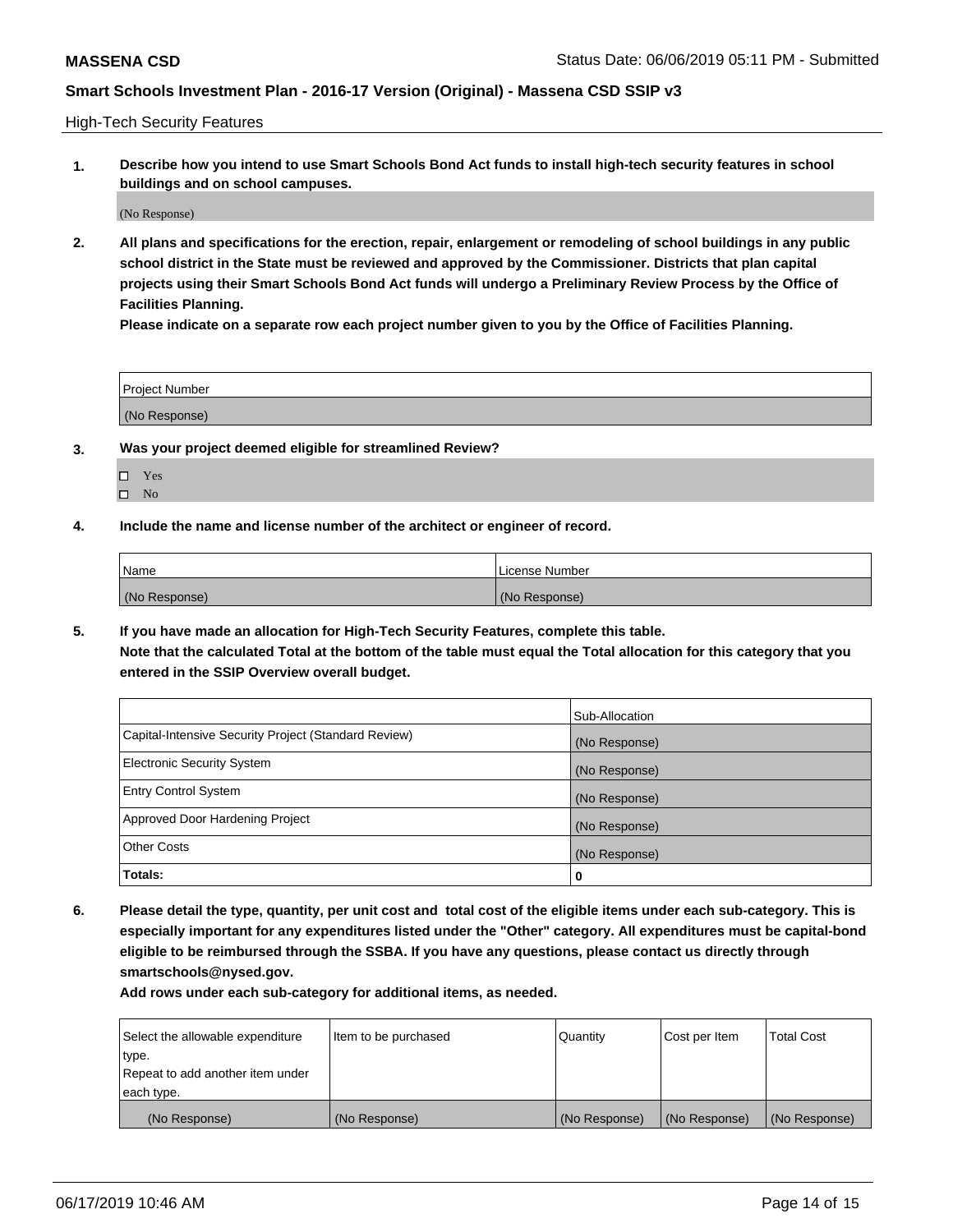High-Tech Security Features

**1. Describe how you intend to use Smart Schools Bond Act funds to install high-tech security features in school buildings and on school campuses.**

(No Response)

**2. All plans and specifications for the erection, repair, enlargement or remodeling of school buildings in any public school district in the State must be reviewed and approved by the Commissioner. Districts that plan capital projects using their Smart Schools Bond Act funds will undergo a Preliminary Review Process by the Office of Facilities Planning.**

**Please indicate on a separate row each project number given to you by the Office of Facilities Planning.**

| Project Number |
| --- |
| (No Response) |

**3. Was your project deemed eligible for streamlined Review?**

- ☐ Yes
- ☐ No

**4. Include the name and license number of the architect or engineer of record.**

| Name | License Number |
| --- | --- |
| (No Response) | (No Response) |

**5. If you have made an allocation for High-Tech Security Features, complete this table.**
**Note that the calculated Total at the bottom of the table must equal the Total allocation for this category that you entered in the SSIP Overview overall budget.**

| | Sub-Allocation |
| --- | --- |
| Capital-Intensive Security Project (Standard Review) | (No Response) |
| Electronic Security System | (No Response) |
| Entry Control System | (No Response) |
| Approved Door Hardening Project | (No Response) |
| Other Costs | (No Response) |
| **Totals:** | **0** |

**6. Please detail the type, quantity, per unit cost and total cost of the eligible items under each sub-category. This is especially important for any expenditures listed under the "Other" category. All expenditures must be capital-bond eligible to be reimbursed through the SSBA. If you have any questions, please contact us directly through smartschools@nysed.gov.**

**Add rows under each sub-category for additional items, as needed.**

| Select the allowable expenditure type. Repeat to add another item under each type. | Item to be purchased | Quantity | Cost per Item | Total Cost |
| --- | --- | --- | --- | --- |
| (No Response) | (No Response) | (No Response) | (No Response) | (No Response) |